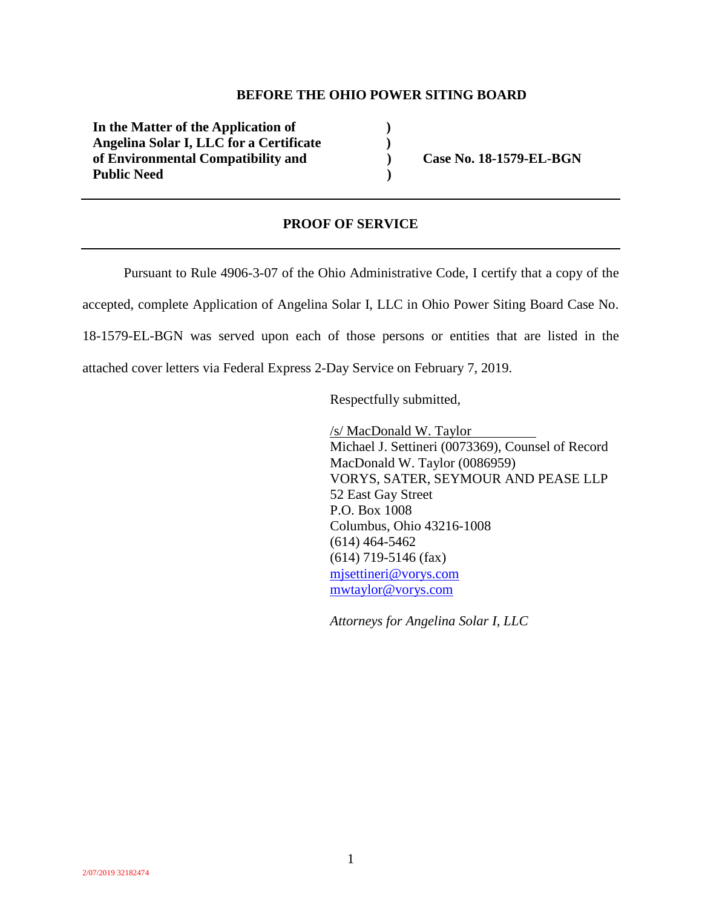**BEFORE THE OHIO POWER SITING BOARD**

| | | |
|---|---|---|
| **In the Matter of the Application of Angelina Solar I, LLC for a Certificate of Environmental Compatibility and Public Need** | **)<br>)<br>)<br>)** | **Case No. 18-1579-EL-BGN** |

---

**PROOF OF SERVICE**

---

Pursuant to Rule 4906-3-07 of the Ohio Administrative Code, I certify that a copy of the accepted, complete Application of Angelina Solar I, LLC in Ohio Power Siting Board Case No. 18-1579-EL-BGN was served upon each of those persons or entities that are listed in the attached cover letters via Federal Express 2-Day Service on February 7, 2019.

Respectfully submitted,

/s/ MacDonald W. Taylor
Michael J. Settineri (0073369), Counsel of Record
MacDonald W. Taylor (0086959)
VORYS, SATER, SEYMOUR AND PEASE LLP
52 East Gay Street
P.O. Box 1008
Columbus, Ohio 43216-1008
(614) 464-5462
(614) 719-5146 (fax)
mjsettineri@vorys.com
mwtaylor@vorys.com

*Attorneys for Angelina Solar I, LLC*

2/07/2019 32182474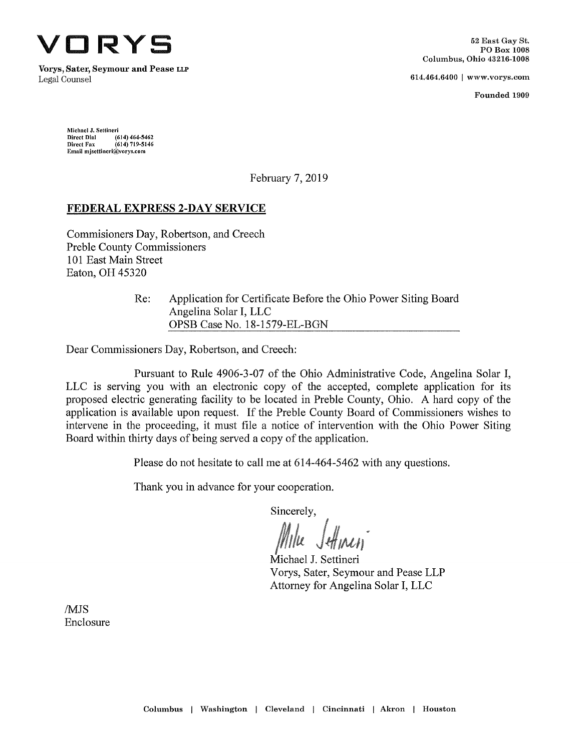# VORYS

**Vorys, Sater, Seymour and Pease LLP**
Legal Counsel

52 East Gay St.
PO Box 1008
Columbus, Ohio 43216-1008

614.464.6400 | www.vorys.com

**Founded 1909**

Michael J. Settineri
Direct Dial (614) 464-5462
Direct Fax (614) 719-5146
Email mjsettineri@vorys.com

February 7, 2019

**FEDERAL EXPRESS 2-DAY SERVICE**

Commisioners Day, Robertson, and Creech
Preble County Commissioners
101 East Main Street
Eaton, OH 45320

Re: Application for Certificate Before the Ohio Power Siting Board
Angelina Solar I, LLC
OPSB Case No. 18-1579-EL-BGN

Dear Commissioners Day, Robertson, and Creech:

Pursuant to Rule 4906-3-07 of the Ohio Administrative Code, Angelina Solar I, LLC is serving you with an electronic copy of the accepted, complete application for its proposed electric generating facility to be located in Preble County, Ohio. A hard copy of the application is available upon request. If the Preble County Board of Commissioners wishes to intervene in the proceeding, it must file a notice of intervention with the Ohio Power Siting Board within thirty days of being served a copy of the application.

Please do not hesitate to call me at 614-464-5462 with any questions.

Thank you in advance for your cooperation.

Sincerely,

Mike Settineri

Michael J. Settineri
Vorys, Sater, Seymour and Pease LLP
Attorney for Angelina Solar I, LLC

/MJS
Enclosure

Columbus | Washington | Cleveland | Cincinnati | Akron | Houston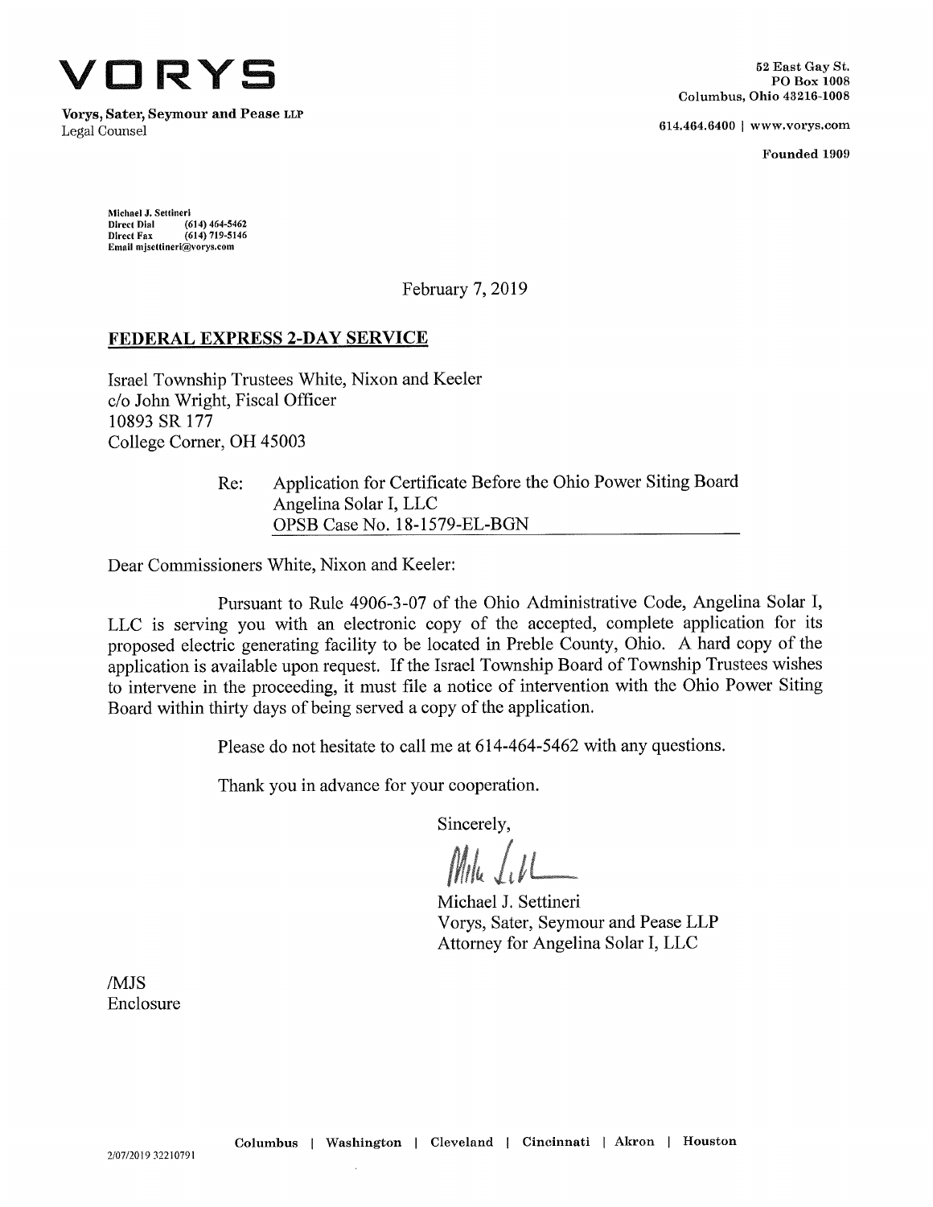**VORYS**

**Vorys, Sater, Seymour and Pease LLP**
Legal Counsel

52 East Gay St.
PO Box 1008
Columbus, Ohio 43216-1008

614.464.6400 | www.vorys.com

**Founded 1909**

Michael J. Settineri
Direct Dial (614) 464-5462
Direct Fax (614) 719-5146
Email mjsettineri@vorys.com

February 7, 2019

**FEDERAL EXPRESS 2-DAY SERVICE**

Israel Township Trustees White, Nixon and Keeler
c/o John Wright, Fiscal Officer
10893 SR 177
College Corner, OH 45003

Re: Application for Certificate Before the Ohio Power Siting Board
Angelina Solar I, LLC
OPSB Case No. 18-1579-EL-BGN

Dear Commissioners White, Nixon and Keeler:

Pursuant to Rule 4906-3-07 of the Ohio Administrative Code, Angelina Solar I, LLC is serving you with an electronic copy of the accepted, complete application for its proposed electric generating facility to be located in Preble County, Ohio. A hard copy of the application is available upon request. If the Israel Township Board of Township Trustees wishes to intervene in the proceeding, it must file a notice of intervention with the Ohio Power Siting Board within thirty days of being served a copy of the application.

Please do not hesitate to call me at 614-464-5462 with any questions.

Thank you in advance for your cooperation.

Sincerely,

Michael J. Settineri
Vorys, Sater, Seymour and Pease LLP
Attorney for Angelina Solar I, LLC

/MJS
Enclosure

Columbus | Washington | Cleveland | Cincinnati | Akron | Houston

2/07/2019 32210791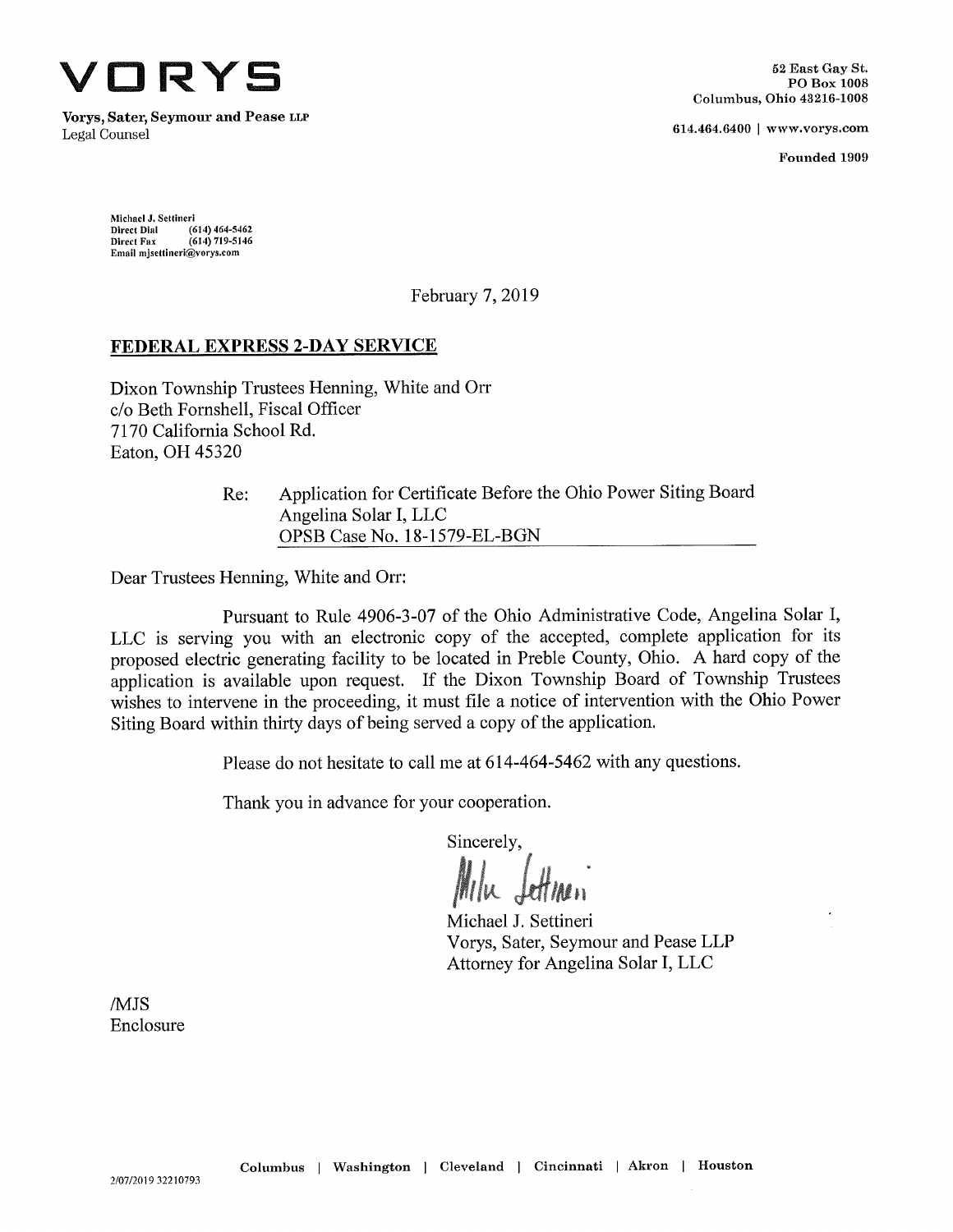# VORYS

**Vorys, Sater, Seymour and Pease LLP**
Legal Counsel

52 East Gay St.
PO Box 1008
Columbus, Ohio 43216-1008

614.464.6400 | www.vorys.com

**Founded 1909**

Michael J. Settineri
Direct Dial (614) 464-5462
Direct Fax (614) 719-5146
Email mjsettineri@vorys.com

February 7, 2019

**FEDERAL EXPRESS 2-DAY SERVICE**

Dixon Township Trustees Henning, White and Orr
c/o Beth Fornshell, Fiscal Officer
7170 California School Rd.
Eaton, OH 45320

Re: Application for Certificate Before the Ohio Power Siting Board
Angelina Solar I, LLC
OPSB Case No. 18-1579-EL-BGN

Dear Trustees Henning, White and Orr:

Pursuant to Rule 4906-3-07 of the Ohio Administrative Code, Angelina Solar I, LLC is serving you with an electronic copy of the accepted, complete application for its proposed electric generating facility to be located in Preble County, Ohio. A hard copy of the application is available upon request. If the Dixon Township Board of Township Trustees wishes to intervene in the proceeding, it must file a notice of intervention with the Ohio Power Siting Board within thirty days of being served a copy of the application.

Please do not hesitate to call me at 614-464-5462 with any questions.

Thank you in advance for your cooperation.

Sincerely,

Michael J. Settineri
Vorys, Sater, Seymour and Pease LLP
Attorney for Angelina Solar I, LLC

/MJS
Enclosure

Columbus | Washington | Cleveland | Cincinnati | Akron | Houston

2/07/2019 32210793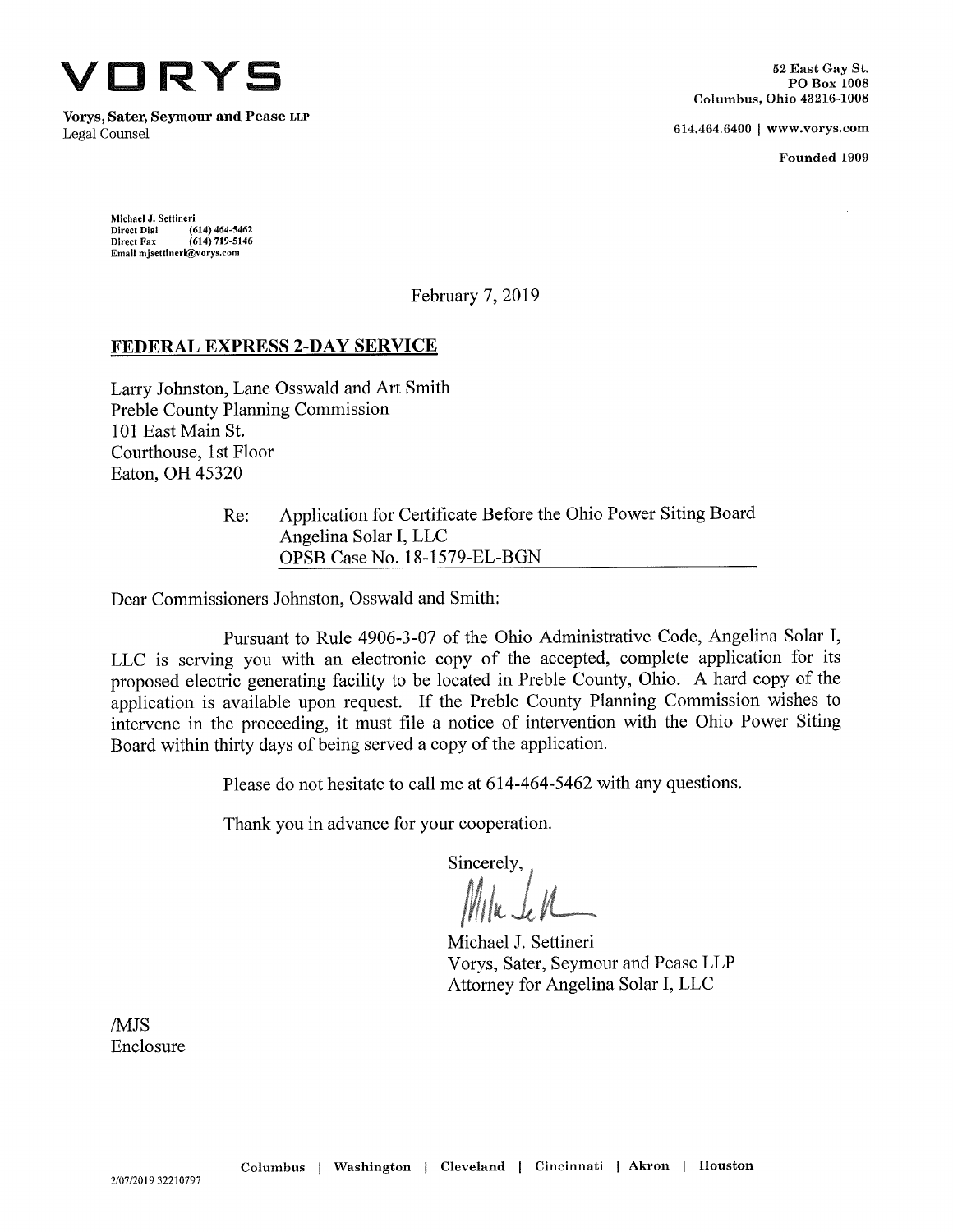**VORYS**

**Vorys, Sater, Seymour and Pease LLP**
Legal Counsel

**52 East Gay St.**
**PO Box 1008**
**Columbus, Ohio 43216-1008**

**614.464.6400 | www.vorys.com**

**Founded 1909**

Michael J. Settineri
Direct Dial (614) 464-5462
Direct Fax (614) 719-5146
Email mjsettineri@vorys.com

February 7, 2019

**FEDERAL EXPRESS 2-DAY SERVICE**

Larry Johnston, Lane Osswald and Art Smith
Preble County Planning Commission
101 East Main St.
Courthouse, 1st Floor
Eaton, OH 45320

Re: Application for Certificate Before the Ohio Power Siting Board
Angelina Solar I, LLC
OPSB Case No. 18-1579-EL-BGN

Dear Commissioners Johnston, Osswald and Smith:

Pursuant to Rule 4906-3-07 of the Ohio Administrative Code, Angelina Solar I, LLC is serving you with an electronic copy of the accepted, complete application for its proposed electric generating facility to be located in Preble County, Ohio. A hard copy of the application is available upon request. If the Preble County Planning Commission wishes to intervene in the proceeding, it must file a notice of intervention with the Ohio Power Siting Board within thirty days of being served a copy of the application.

Please do not hesitate to call me at 614-464-5462 with any questions.

Thank you in advance for your cooperation.

Sincerely,

Michael J. Settineri
Vorys, Sater, Seymour and Pease LLP
Attorney for Angelina Solar I, LLC

/MJS
Enclosure

**Columbus | Washington | Cleveland | Cincinnati | Akron | Houston**

2/07/2019 32210797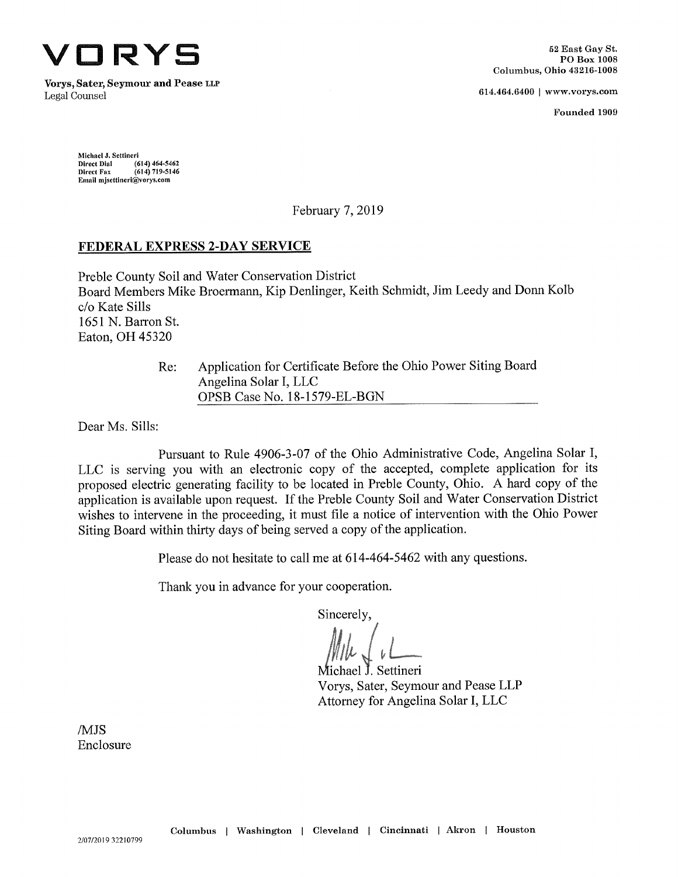# VORYS

**Vorys, Sater, Seymour and Pease LLP**
Legal Counsel

**52 East Gay St.**
**PO Box 1008**
**Columbus, Ohio 43216-1008**

**614.464.6400 | www.vorys.com**

**Founded 1909**

Michael J. Settineri
Direct Dial (614) 464-5462
Direct Fax (614) 719-5146
Email mjsettineri@vorys.com

February 7, 2019

**FEDERAL EXPRESS 2-DAY SERVICE**

Preble County Soil and Water Conservation District
Board Members Mike Broermann, Kip Denlinger, Keith Schmidt, Jim Leedy and Donn Kolb
c/o Kate Sills
1651 N. Barron St.
Eaton, OH 45320

Re: Application for Certificate Before the Ohio Power Siting Board
Angelina Solar I, LLC
OPSB Case No. 18-1579-EL-BGN

Dear Ms. Sills:

Pursuant to Rule 4906-3-07 of the Ohio Administrative Code, Angelina Solar I, LLC is serving you with an electronic copy of the accepted, complete application for its proposed electric generating facility to be located in Preble County, Ohio. A hard copy of the application is available upon request. If the Preble County Soil and Water Conservation District wishes to intervene in the proceeding, it must file a notice of intervention with the Ohio Power Siting Board within thirty days of being served a copy of the application.

Please do not hesitate to call me at 614-464-5462 with any questions.

Thank you in advance for your cooperation.

Sincerely,

Michael J. Settineri
Vorys, Sater, Seymour and Pease LLP
Attorney for Angelina Solar I, LLC

/MJS
Enclosure

**Columbus | Washington | Cleveland | Cincinnati | Akron | Houston**

2/07/2019 32210799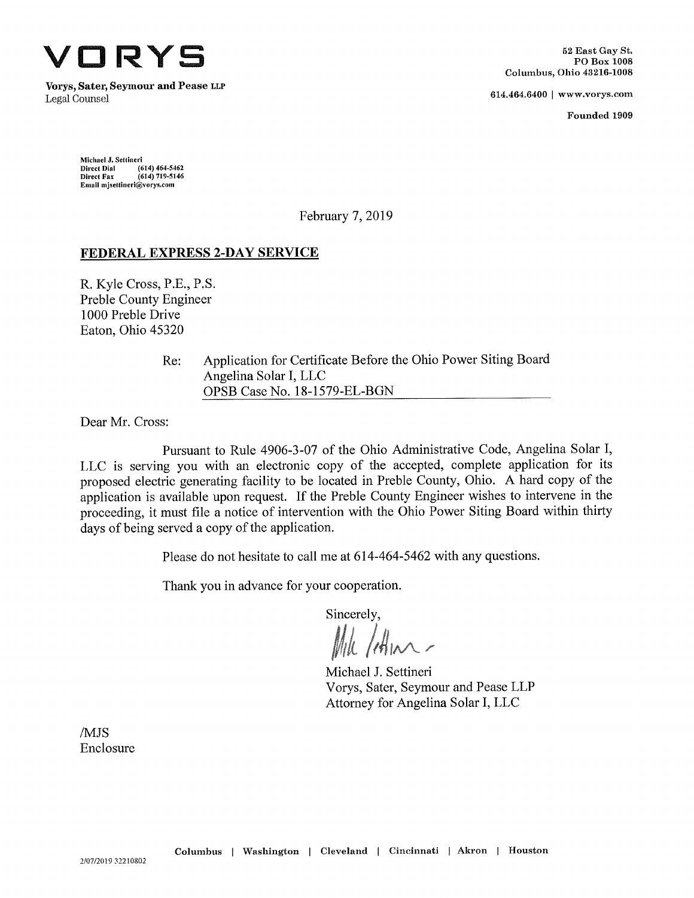# VORYS

**Vorys, Sater, Seymour and Pease LLP**
Legal Counsel

52 East Gay St.
PO Box 1008
Columbus, Ohio 43216-1008

614.464.6400 | www.vorys.com

**Founded 1909**

Michael J. Settineri
Direct Dial (614) 464-5462
Direct Fax (614) 719-5146
Email mjsettineri@vorys.com

February 7, 2019

**FEDERAL EXPRESS 2-DAY SERVICE**

R. Kyle Cross, P.E., P.S.
Preble County Engineer
1000 Preble Drive
Eaton, Ohio 45320

Re: Application for Certificate Before the Ohio Power Siting Board
Angelina Solar I, LLC
OPSB Case No. 18-1579-EL-BGN

Dear Mr. Cross:

Pursuant to Rule 4906-3-07 of the Ohio Administrative Code, Angelina Solar I, LLC is serving you with an electronic copy of the accepted, complete application for its proposed electric generating facility to be located in Preble County, Ohio. A hard copy of the application is available upon request. If the Preble County Engineer wishes to intervene in the proceeding, it must file a notice of intervention with the Ohio Power Siting Board within thirty days of being served a copy of the application.

Please do not hesitate to call me at 614-464-5462 with any questions.

Thank you in advance for your cooperation.

Sincerely,

Michael J. Settineri
Vorys, Sater, Seymour and Pease LLP
Attorney for Angelina Solar I, LLC

/MJS
Enclosure

Columbus | Washington | Cleveland | Cincinnati | Akron | Houston

2/07/2019 32210802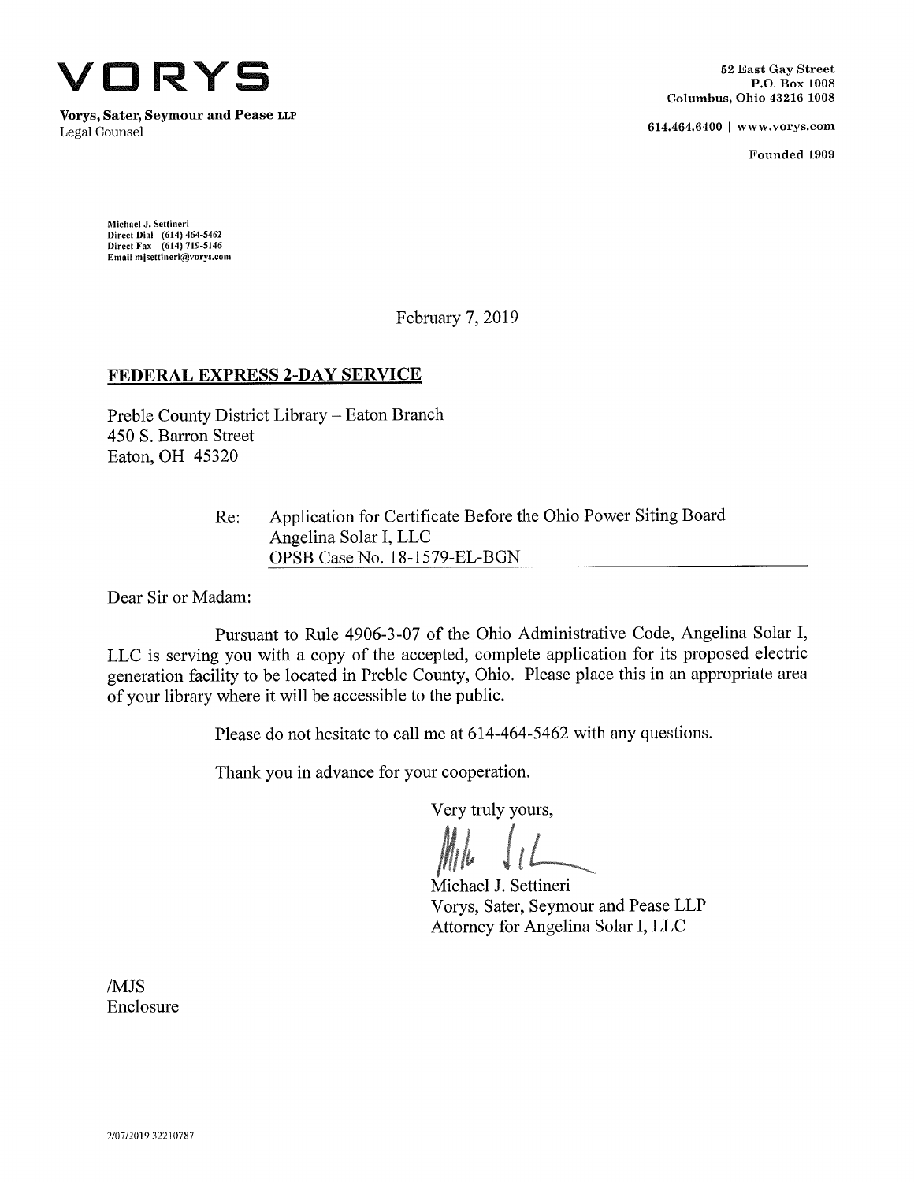# VORYS

**Vorys, Sater, Seymour and Pease LLP**
Legal Counsel

**52 East Gay Street**
**P.O. Box 1008**
**Columbus, Ohio 43216-1008**

**614.464.6400 | www.vorys.com**

**Founded 1909**

Michael J. Settineri
Direct Dial (614) 464-5462
Direct Fax (614) 719-5146
Email mjsettineri@vorys.com

February 7, 2019

**FEDERAL EXPRESS 2-DAY SERVICE**

Preble County District Library – Eaton Branch
450 S. Barron Street
Eaton, OH 45320

Re: Application for Certificate Before the Ohio Power Siting Board
Angelina Solar I, LLC
OPSB Case No. 18-1579-EL-BGN

Dear Sir or Madam:

Pursuant to Rule 4906-3-07 of the Ohio Administrative Code, Angelina Solar I, LLC is serving you with a copy of the accepted, complete application for its proposed electric generation facility to be located in Preble County, Ohio. Please place this in an appropriate area of your library where it will be accessible to the public.

Please do not hesitate to call me at 614-464-5462 with any questions.

Thank you in advance for your cooperation.

Very truly yours,

Michael J. Settineri
Vorys, Sater, Seymour and Pease LLP
Attorney for Angelina Solar I, LLC

/MJS
Enclosure

2/07/2019 32210787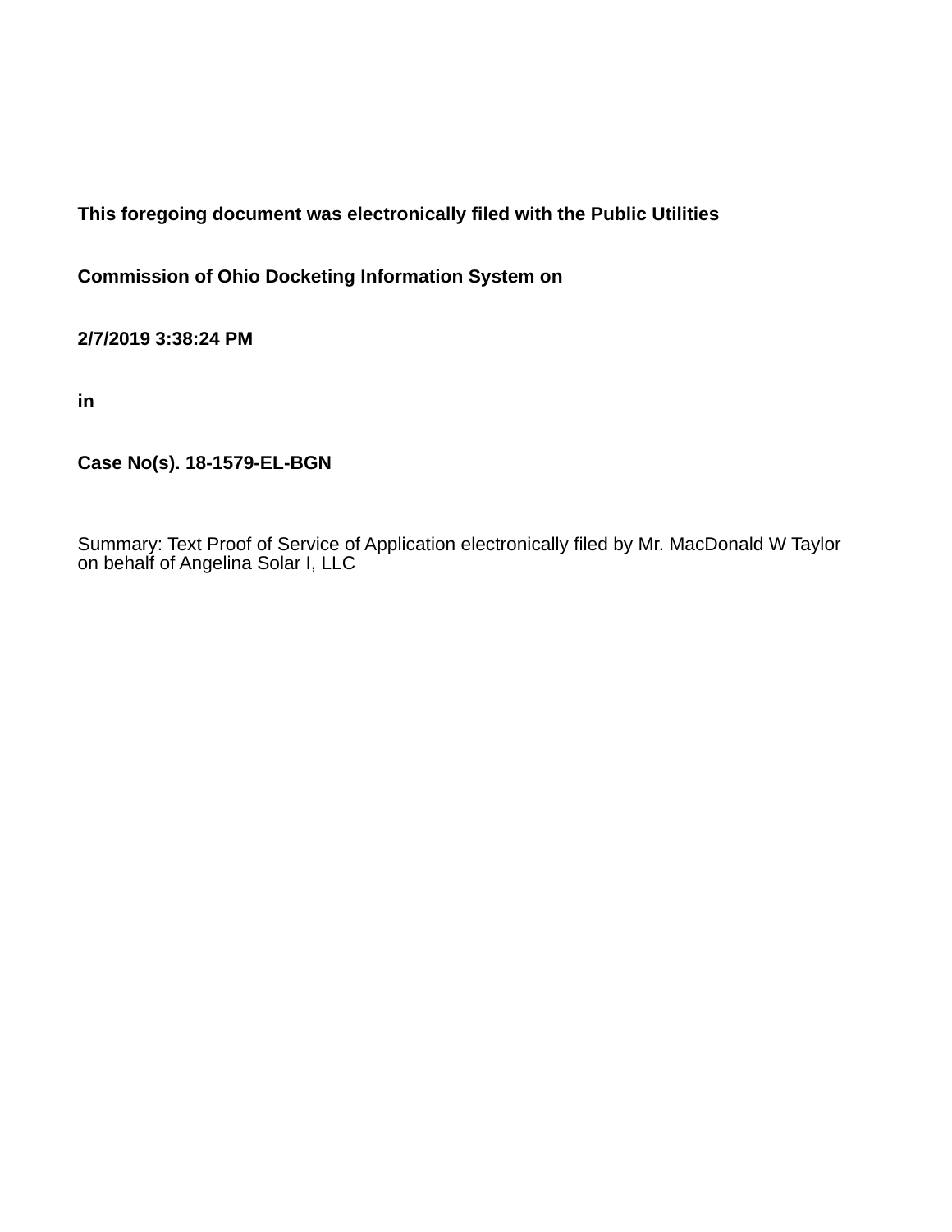**This foregoing document was electronically filed with the Public Utilities**

**Commission of Ohio Docketing Information System on**

**2/7/2019 3:38:24 PM**

**in**

**Case No(s). 18-1579-EL-BGN**

Summary: Text Proof of Service of Application electronically filed by Mr. MacDonald W Taylor on behalf of Angelina Solar I, LLC